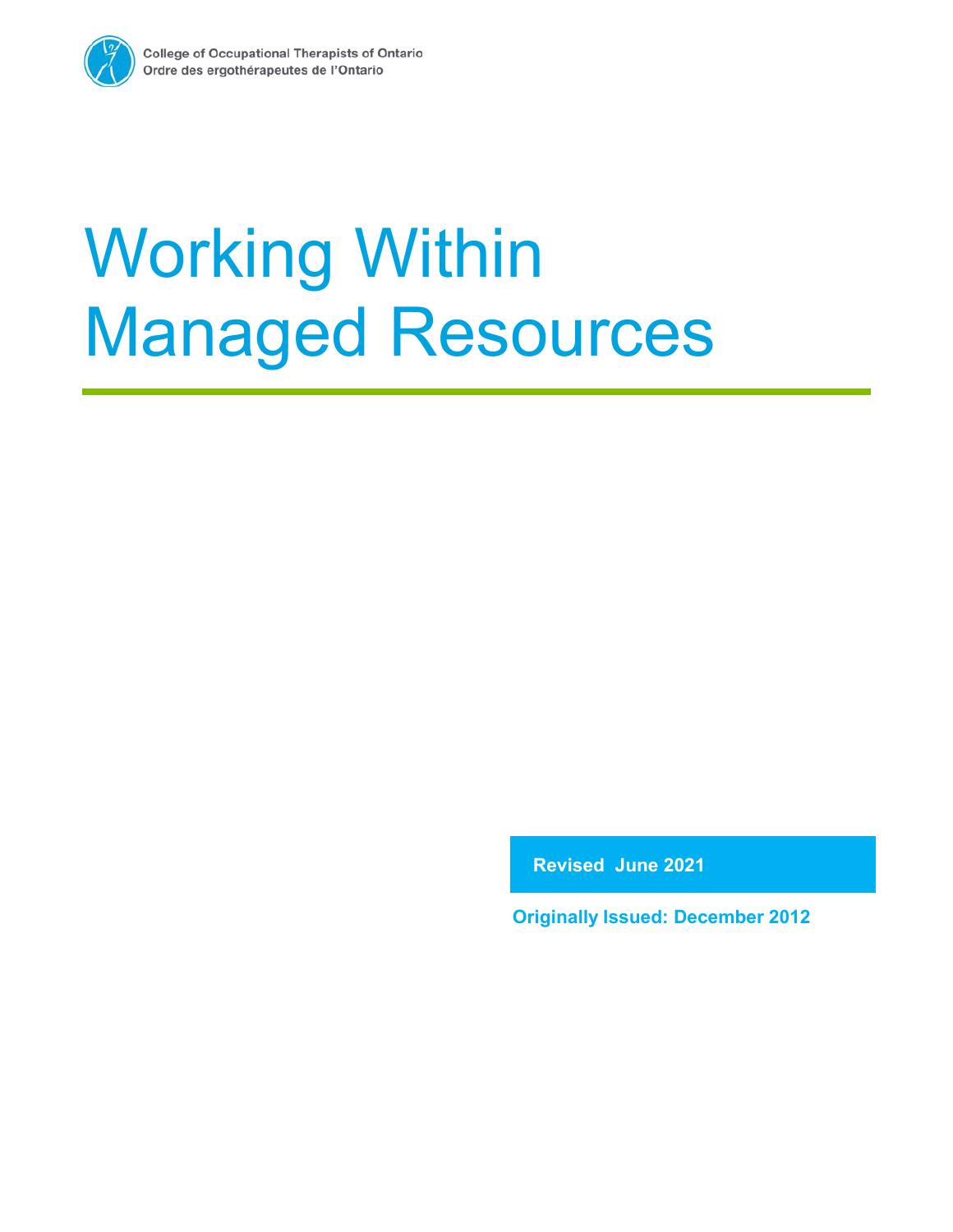College of Occupational Therapists of Ontario
Ordre des ergothérapeutes de l'Ontario

# Working Within Managed Resources

**Revised June 2021**

**Originally Issued: December 2012**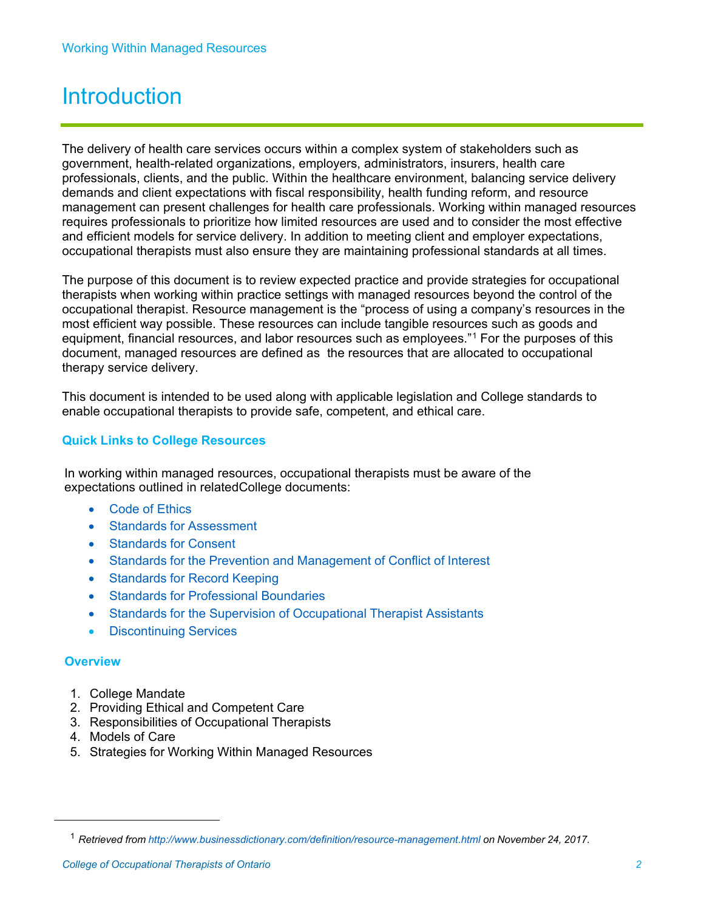# Introduction

The delivery of health care services occurs within a complex system of stakeholders such as government, health-related organizations, employers, administrators, insurers, health care professionals, clients, and the public. Within the healthcare environment, balancing service delivery demands and client expectations with fiscal responsibility, health funding reform, and resource management can present challenges for health care professionals. Working within managed resources requires professionals to prioritize how limited resources are used and to consider the most effective and efficient models for service delivery. In addition to meeting client and employer expectations, occupational therapists must also ensure they are maintaining professional standards at all times.

The purpose of this document is to review expected practice and provide strategies for occupational therapists when working within practice settings with managed resources beyond the control of the occupational therapist. Resource management is the "process of using a company's resources in the most efficient way possible. These resources can include tangible resources such as goods and equipment, financial resources, and labor resources such as employees."[1] For the purposes of this document, managed resources are defined as the resources that are allocated to occupational therapy service delivery.

This document is intended to be used along with applicable legislation and College standards to enable occupational therapists to provide safe, competent, and ethical care.

### Quick Links to College Resources

In working within managed resources, occupational therapists must be aware of the expectations outlined in relatedCollege documents:

- Code of Ethics
- Standards for Assessment
- Standards for Consent
- Standards for the Prevention and Management of Conflict of Interest
- Standards for Record Keeping
- Standards for Professional Boundaries
- Standards for the Supervision of Occupational Therapist Assistants
- Discontinuing Services

### Overview

1. College Mandate
2. Providing Ethical and Competent Care
3. Responsibilities of Occupational Therapists
4. Models of Care
5. Strategies for Working Within Managed Resources

---

[1] *Retrieved from http://www.businessdictionary.com/definition/resource-management.html on November 24, 2017.*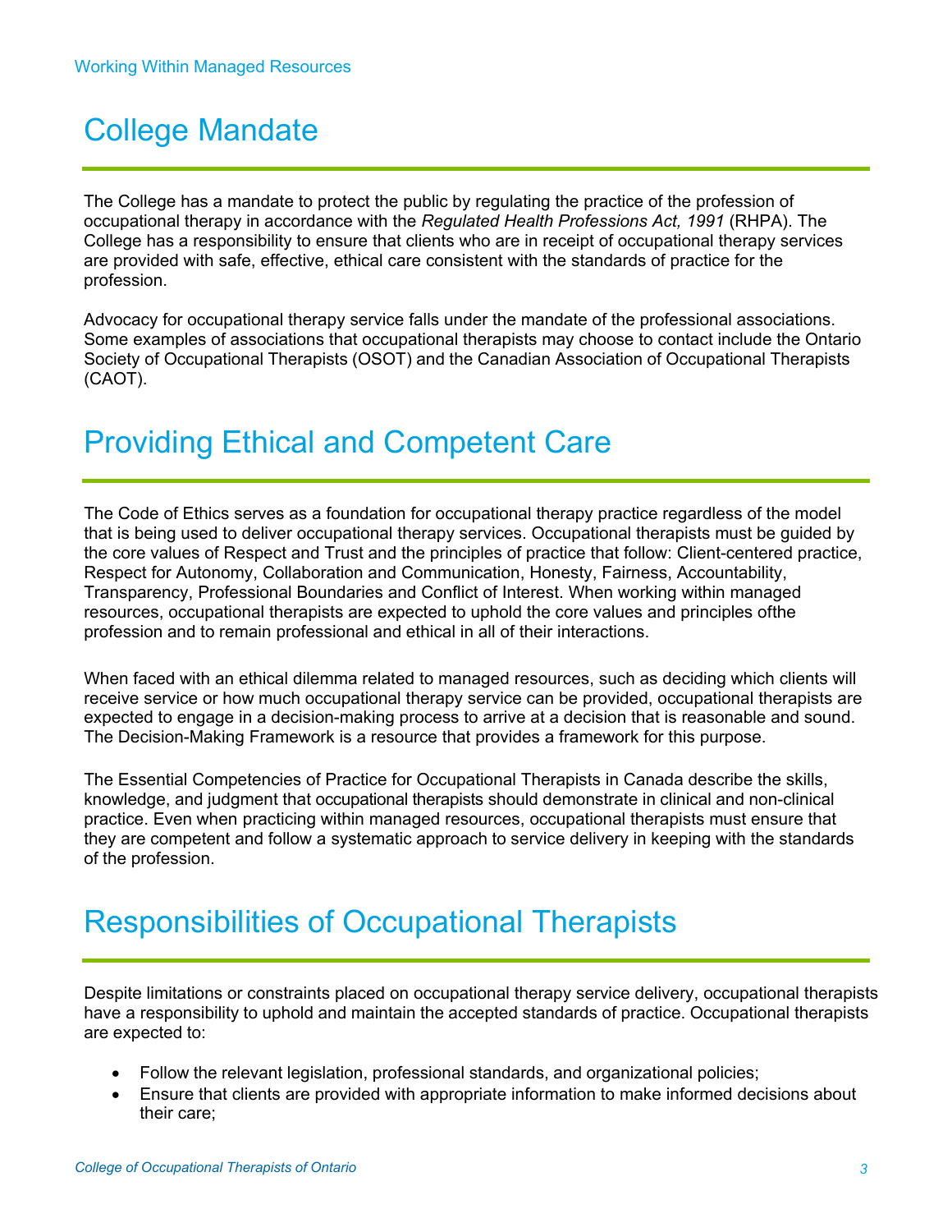# College Mandate

The College has a mandate to protect the public by regulating the practice of the profession of occupational therapy in accordance with the *Regulated Health Professions Act, 1991* (RHPA). The College has a responsibility to ensure that clients who are in receipt of occupational therapy services are provided with safe, effective, ethical care consistent with the standards of practice for the profession.

Advocacy for occupational therapy service falls under the mandate of the professional associations. Some examples of associations that occupational therapists may choose to contact include the Ontario Society of Occupational Therapists (OSOT) and the Canadian Association of Occupational Therapists (CAOT).

# Providing Ethical and Competent Care

The Code of Ethics serves as a foundation for occupational therapy practice regardless of the model that is being used to deliver occupational therapy services. Occupational therapists must be guided by the core values of Respect and Trust and the principles of practice that follow: Client-centered practice, Respect for Autonomy, Collaboration and Communication, Honesty, Fairness, Accountability, Transparency, Professional Boundaries and Conflict of Interest. When working within managed resources, occupational therapists are expected to uphold the core values and principles ofthe profession and to remain professional and ethical in all of their interactions.

When faced with an ethical dilemma related to managed resources, such as deciding which clients will receive service or how much occupational therapy service can be provided, occupational therapists are expected to engage in a decision-making process to arrive at a decision that is reasonable and sound. The Decision-Making Framework is a resource that provides a framework for this purpose.

The Essential Competencies of Practice for Occupational Therapists in Canada describe the skills, knowledge, and judgment that occupational therapists should demonstrate in clinical and non-clinical practice. Even when practicing within managed resources, occupational therapists must ensure that they are competent and follow a systematic approach to service delivery in keeping with the standards of the profession.

# Responsibilities of Occupational Therapists

Despite limitations or constraints placed on occupational therapy service delivery, occupational therapists have a responsibility to uphold and maintain the accepted standards of practice. Occupational therapists are expected to:

- Follow the relevant legislation, professional standards, and organizational policies;
- Ensure that clients are provided with appropriate information to make informed decisions about their care;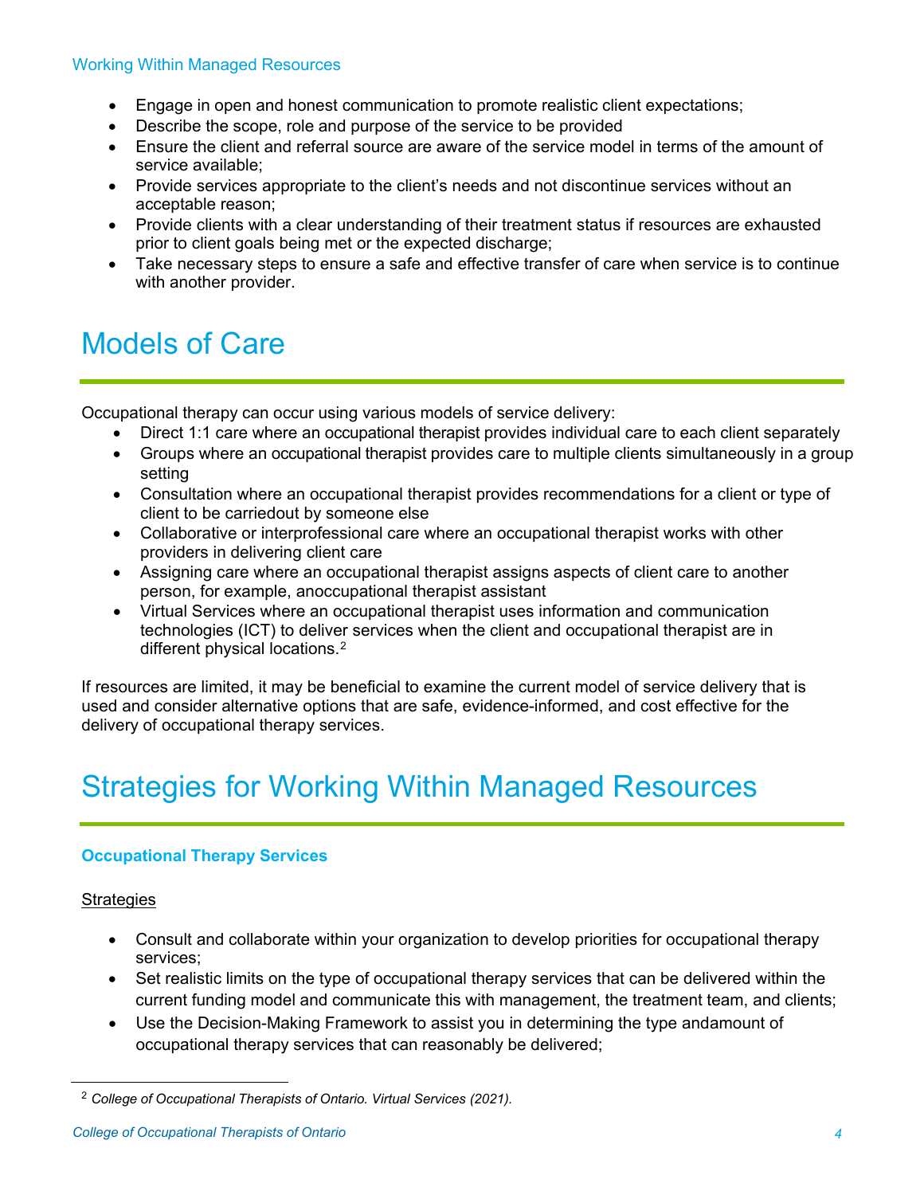- Engage in open and honest communication to promote realistic client expectations;
- Describe the scope, role and purpose of the service to be provided
- Ensure the client and referral source are aware of the service model in terms of the amount of service available;
- Provide services appropriate to the client's needs and not discontinue services without an acceptable reason;
- Provide clients with a clear understanding of their treatment status if resources are exhausted prior to client goals being met or the expected discharge;
- Take necessary steps to ensure a safe and effective transfer of care when service is to continue with another provider.

# Models of Care

Occupational therapy can occur using various models of service delivery:

- Direct 1:1 care where an occupational therapist provides individual care to each client separately
- Groups where an occupational therapist provides care to multiple clients simultaneously in a group setting
- Consultation where an occupational therapist provides recommendations for a client or type of client to be carriedout by someone else
- Collaborative or interprofessional care where an occupational therapist works with other providers in delivering client care
- Assigning care where an occupational therapist assigns aspects of client care to another person, for example, anoccupational therapist assistant
- Virtual Services where an occupational therapist uses information and communication technologies (ICT) to deliver services when the client and occupational therapist are in different physical locations.[2]

If resources are limited, it may be beneficial to examine the current model of service delivery that is used and consider alternative options that are safe, evidence-informed, and cost effective for the delivery of occupational therapy services.

# Strategies for Working Within Managed Resources

### Occupational Therapy Services

Strategies

- Consult and collaborate within your organization to develop priorities for occupational therapy services;
- Set realistic limits on the type of occupational therapy services that can be delivered within the current funding model and communicate this with management, the treatment team, and clients;
- Use the Decision-Making Framework to assist you in determining the type andamount of occupational therapy services that can reasonably be delivered;

---

[2] *College of Occupational Therapists of Ontario. Virtual Services (2021).*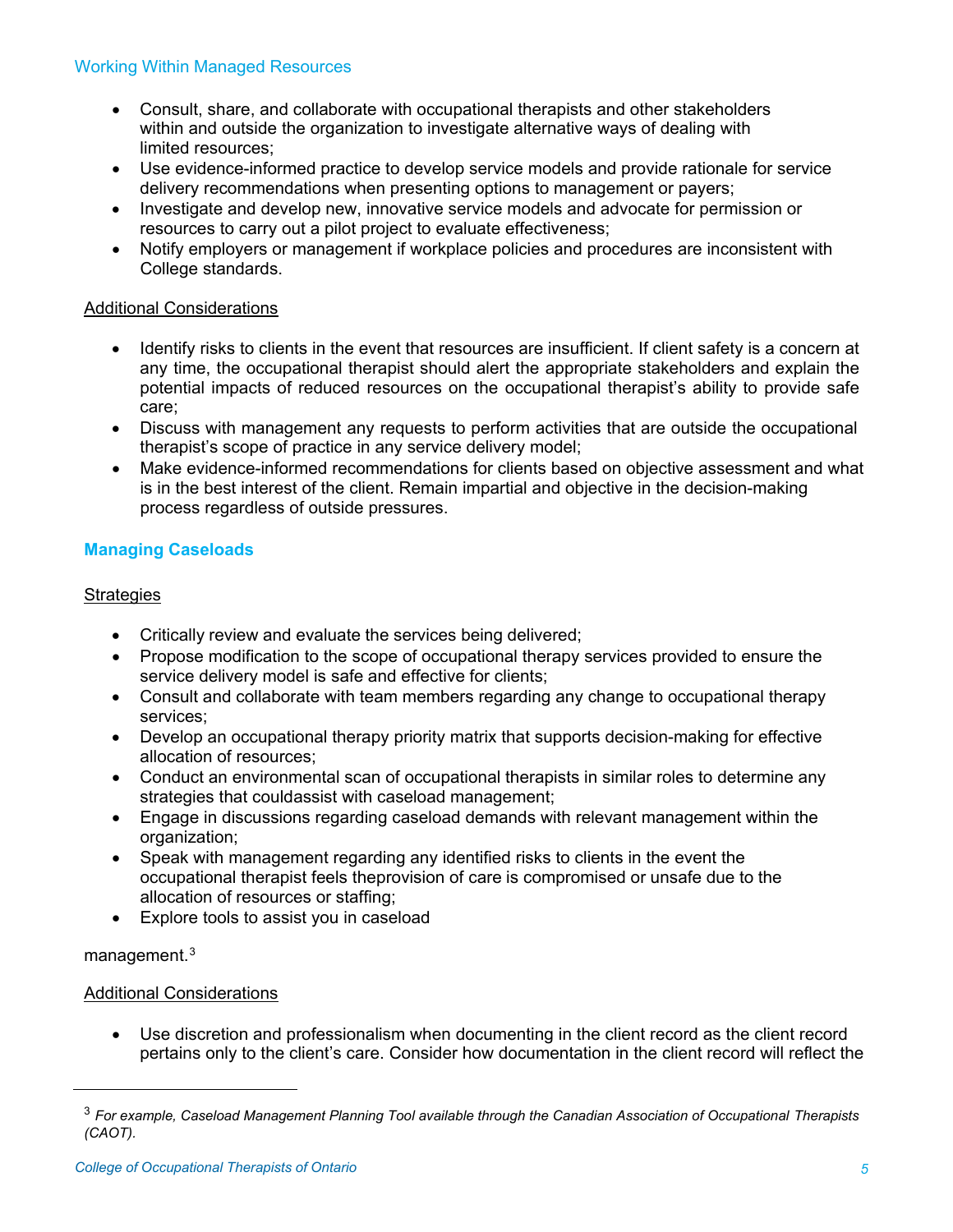### Working Within Managed Resources

- Consult, share, and collaborate with occupational therapists and other stakeholders within and outside the organization to investigate alternative ways of dealing with limited resources;
- Use evidence-informed practice to develop service models and provide rationale for service delivery recommendations when presenting options to management or payers;
- Investigate and develop new, innovative service models and advocate for permission or resources to carry out a pilot project to evaluate effectiveness;
- Notify employers or management if workplace policies and procedures are inconsistent with College standards.

<u>Additional Considerations</u>

- Identify risks to clients in the event that resources are insufficient. If client safety is a concern at any time, the occupational therapist should alert the appropriate stakeholders and explain the potential impacts of reduced resources on the occupational therapist's ability to provide safe care;
- Discuss with management any requests to perform activities that are outside the occupational therapist's scope of practice in any service delivery model;
- Make evidence-informed recommendations for clients based on objective assessment and what is in the best interest of the client. Remain impartial and objective in the decision-making process regardless of outside pressures.

### Managing Caseloads

<u>Strategies</u>

- Critically review and evaluate the services being delivered;
- Propose modification to the scope of occupational therapy services provided to ensure the service delivery model is safe and effective for clients;
- Consult and collaborate with team members regarding any change to occupational therapy services;
- Develop an occupational therapy priority matrix that supports decision-making for effective allocation of resources;
- Conduct an environmental scan of occupational therapists in similar roles to determine any strategies that couldassist with caseload management;
- Engage in discussions regarding caseload demands with relevant management within the organization;
- Speak with management regarding any identified risks to clients in the event the occupational therapist feels theprovision of care is compromised or unsafe due to the allocation of resources or staffing;
- Explore tools to assist you in caseload management.[3]

<u>Additional Considerations</u>

- Use discretion and professionalism when documenting in the client record as the client record pertains only to the client's care. Consider how documentation in the client record will reflect the

---

[3] *For example, Caseload Management Planning Tool available through the Canadian Association of Occupational Therapists (CAOT).*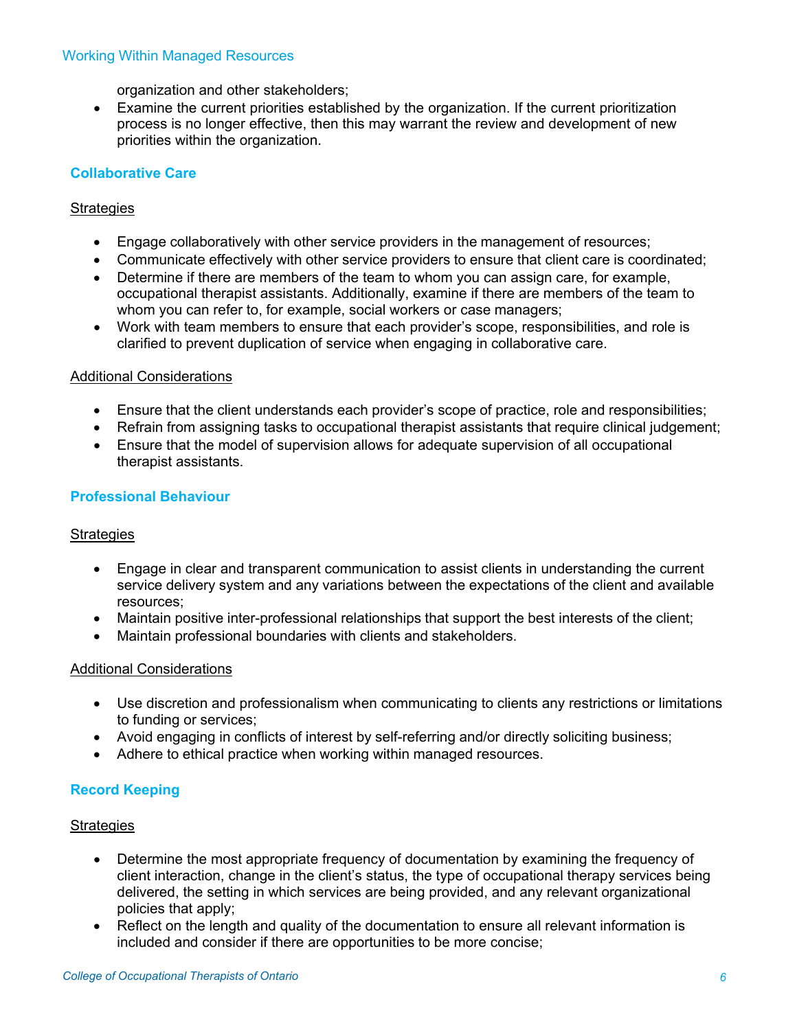organization and other stakeholders;
- Examine the current priorities established by the organization. If the current prioritization process is no longer effective, then this may warrant the review and development of new priorities within the organization.

## Collaborative Care

Strategies

- Engage collaboratively with other service providers in the management of resources;
- Communicate effectively with other service providers to ensure that client care is coordinated;
- Determine if there are members of the team to whom you can assign care, for example, occupational therapist assistants. Additionally, examine if there are members of the team to whom you can refer to, for example, social workers or case managers;
- Work with team members to ensure that each provider's scope, responsibilities, and role is clarified to prevent duplication of service when engaging in collaborative care.

Additional Considerations

- Ensure that the client understands each provider's scope of practice, role and responsibilities;
- Refrain from assigning tasks to occupational therapist assistants that require clinical judgement;
- Ensure that the model of supervision allows for adequate supervision of all occupational therapist assistants.

## Professional Behaviour

Strategies

- Engage in clear and transparent communication to assist clients in understanding the current service delivery system and any variations between the expectations of the client and available resources;
- Maintain positive inter-professional relationships that support the best interests of the client;
- Maintain professional boundaries with clients and stakeholders.

Additional Considerations

- Use discretion and professionalism when communicating to clients any restrictions or limitations to funding or services;
- Avoid engaging in conflicts of interest by self-referring and/or directly soliciting business;
- Adhere to ethical practice when working within managed resources.

## Record Keeping

Strategies

- Determine the most appropriate frequency of documentation by examining the frequency of client interaction, change in the client's status, the type of occupational therapy services being delivered, the setting in which services are being provided, and any relevant organizational policies that apply;
- Reflect on the length and quality of the documentation to ensure all relevant information is included and consider if there are opportunities to be more concise;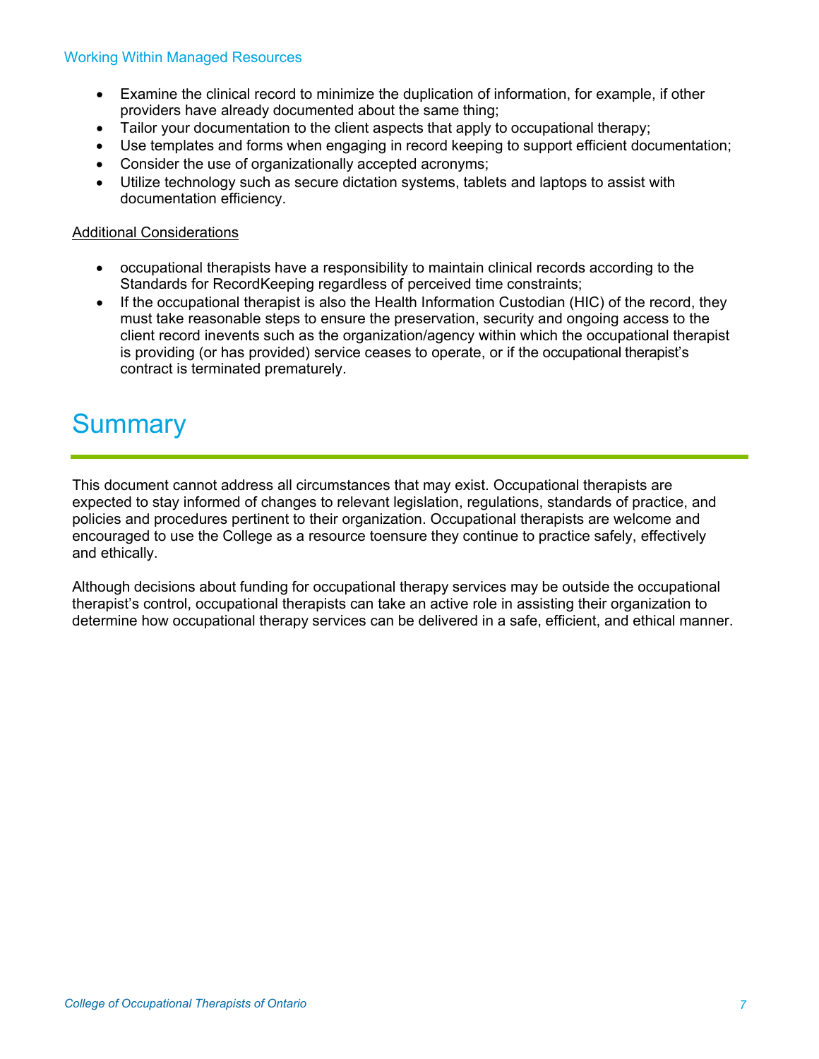- Examine the clinical record to minimize the duplication of information, for example, if other providers have already documented about the same thing;
- Tailor your documentation to the client aspects that apply to occupational therapy;
- Use templates and forms when engaging in record keeping to support efficient documentation;
- Consider the use of organizationally accepted acronyms;
- Utilize technology such as secure dictation systems, tablets and laptops to assist with documentation efficiency.

Additional Considerations

- occupational therapists have a responsibility to maintain clinical records according to the Standards for RecordKeeping regardless of perceived time constraints;
- If the occupational therapist is also the Health Information Custodian (HIC) of the record, they must take reasonable steps to ensure the preservation, security and ongoing access to the client record inevents such as the organization/agency within which the occupational therapist is providing (or has provided) service ceases to operate, or if the occupational therapist's contract is terminated prematurely.

# Summary

This document cannot address all circumstances that may exist. Occupational therapists are expected to stay informed of changes to relevant legislation, regulations, standards of practice, and policies and procedures pertinent to their organization. Occupational therapists are welcome and encouraged to use the College as a resource toensure they continue to practice safely, effectively and ethically.

Although decisions about funding for occupational therapy services may be outside the occupational therapist's control, occupational therapists can take an active role in assisting their organization to determine how occupational therapy services can be delivered in a safe, efficient, and ethical manner.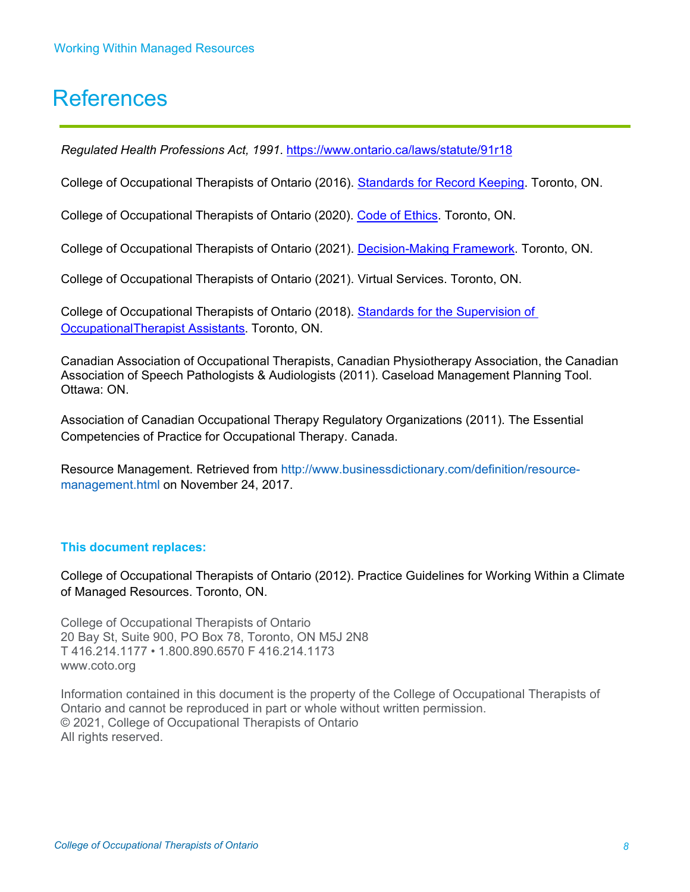# References

*Regulated Health Professions Act, 1991*. https://www.ontario.ca/laws/statute/91r18

College of Occupational Therapists of Ontario (2016). Standards for Record Keeping. Toronto, ON.

College of Occupational Therapists of Ontario (2020). Code of Ethics. Toronto, ON.

College of Occupational Therapists of Ontario (2021). Decision-Making Framework. Toronto, ON.

College of Occupational Therapists of Ontario (2021). Virtual Services. Toronto, ON.

College of Occupational Therapists of Ontario (2018). Standards for the Supervision of OccupationalTherapist Assistants. Toronto, ON.

Canadian Association of Occupational Therapists, Canadian Physiotherapy Association, the Canadian Association of Speech Pathologists & Audiologists (2011). Caseload Management Planning Tool. Ottawa: ON.

Association of Canadian Occupational Therapy Regulatory Organizations (2011). The Essential Competencies of Practice for Occupational Therapy. Canada.

Resource Management. Retrieved from http://www.businessdictionary.com/definition/resource-management.html on November 24, 2017.

**This document replaces:**

College of Occupational Therapists of Ontario (2012). Practice Guidelines for Working Within a Climate of Managed Resources. Toronto, ON.

College of Occupational Therapists of Ontario
20 Bay St, Suite 900, PO Box 78, Toronto, ON M5J 2N8
T 416.214.1177 • 1.800.890.6570 F 416.214.1173
www.coto.org

Information contained in this document is the property of the College of Occupational Therapists of Ontario and cannot be reproduced in part or whole without written permission.
© 2021, College of Occupational Therapists of Ontario
All rights reserved.